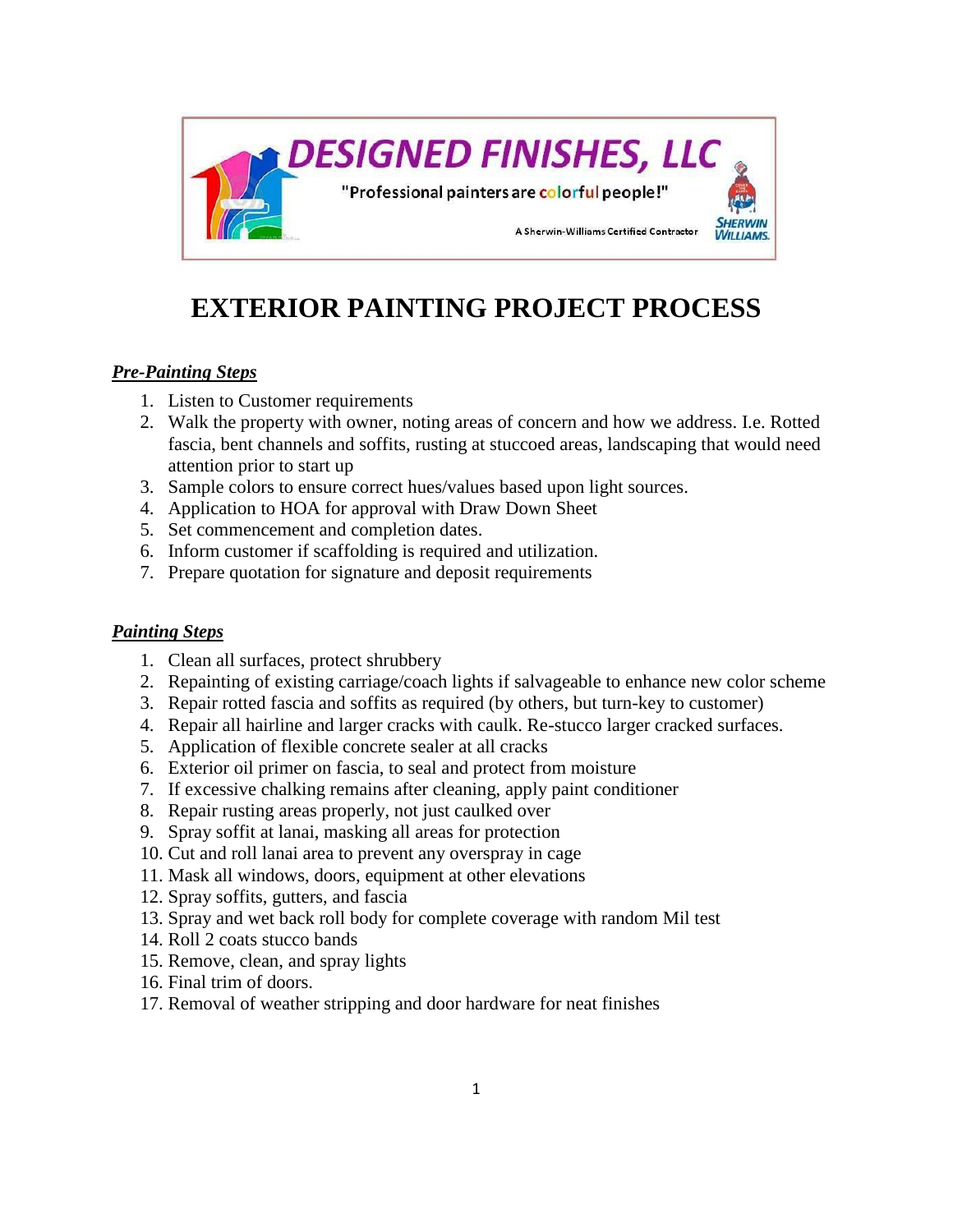DESIGNED FINISHES, LLC

"Professional painters are colorful people!"

A Sherwin-Williams Certified Contractor

SHERWIN WILLIAMS.

# EXTERIOR PAINTING PROJECT PROCESS

## ***Pre-Painting Steps***

1. Listen to Customer requirements
2. Walk the property with owner, noting areas of concern and how we address. I.e. Rotted fascia, bent channels and soffits, rusting at stuccoed areas, landscaping that would need attention prior to start up
3. Sample colors to ensure correct hues/values based upon light sources.
4. Application to HOA for approval with Draw Down Sheet
5. Set commencement and completion dates.
6. Inform customer if scaffolding is required and utilization.
7. Prepare quotation for signature and deposit requirements

## ***Painting Steps***

1. Clean all surfaces, protect shrubbery
2. Repainting of existing carriage/coach lights if salvageable to enhance new color scheme
3. Repair rotted fascia and soffits as required (by others, but turn-key to customer)
4. Repair all hairline and larger cracks with caulk. Re-stucco larger cracked surfaces.
5. Application of flexible concrete sealer at all cracks
6. Exterior oil primer on fascia, to seal and protect from moisture
7. If excessive chalking remains after cleaning, apply paint conditioner
8. Repair rusting areas properly, not just caulked over
9. Spray soffit at lanai, masking all areas for protection
10. Cut and roll lanai area to prevent any overspray in cage
11. Mask all windows, doors, equipment at other elevations
12. Spray soffits, gutters, and fascia
13. Spray and wet back roll body for complete coverage with random Mil test
14. Roll 2 coats stucco bands
15. Remove, clean, and spray lights
16. Final trim of doors.
17. Removal of weather stripping and door hardware for neat finishes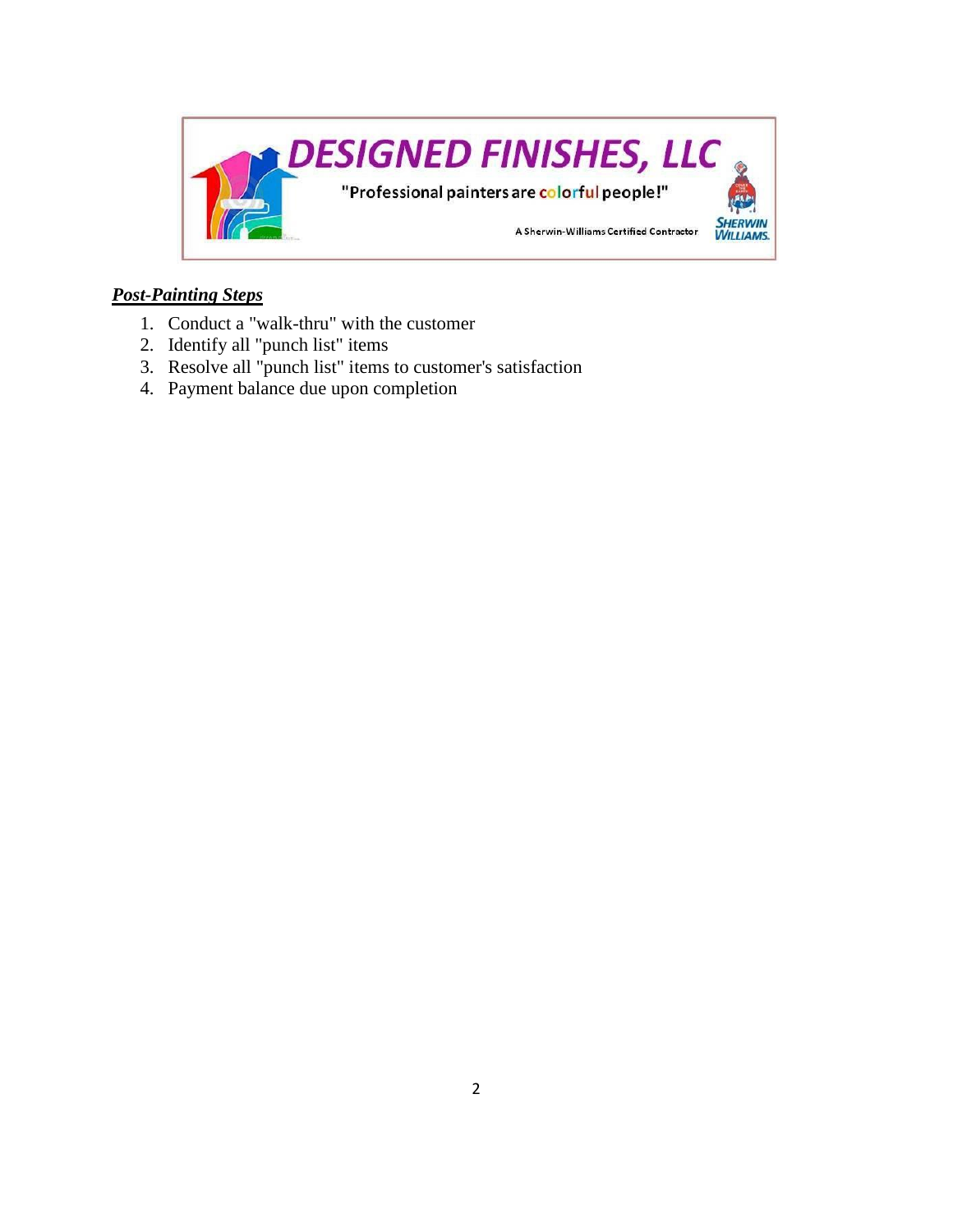# DESIGNED FINISHES, LLC

"Professional painters are colorful people!"

A Sherwin-Williams Certified Contractor

SHERWIN WILLIAMS.

***Post-Painting Steps***

1. Conduct a "walk-thru" with the customer
2. Identify all "punch list" items
3. Resolve all "punch list" items to customer's satisfaction
4. Payment balance due upon completion